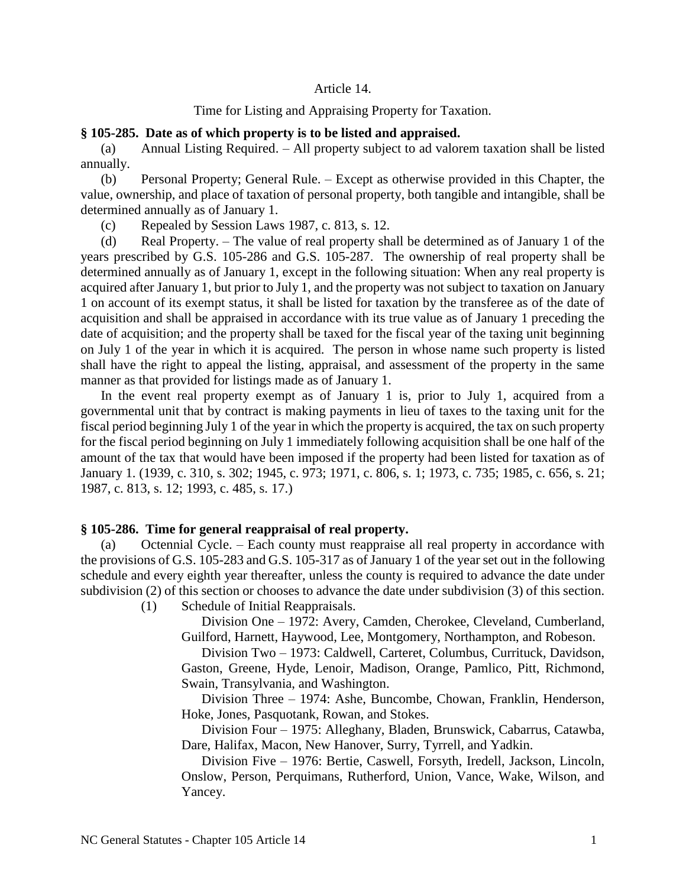Article 14.

Time for Listing and Appraising Property for Taxation.

**§ 105-285. Date as of which property is to be listed and appraised.**

(a) Annual Listing Required. – All property subject to ad valorem taxation shall be listed annually.

(b) Personal Property; General Rule. – Except as otherwise provided in this Chapter, the value, ownership, and place of taxation of personal property, both tangible and intangible, shall be determined annually as of January 1.

(c) Repealed by Session Laws 1987, c. 813, s. 12.

(d) Real Property. – The value of real property shall be determined as of January 1 of the years prescribed by G.S. 105-286 and G.S. 105-287. The ownership of real property shall be determined annually as of January 1, except in the following situation: When any real property is acquired after January 1, but prior to July 1, and the property was not subject to taxation on January 1 on account of its exempt status, it shall be listed for taxation by the transferee as of the date of acquisition and shall be appraised in accordance with its true value as of January 1 preceding the date of acquisition; and the property shall be taxed for the fiscal year of the taxing unit beginning on July 1 of the year in which it is acquired. The person in whose name such property is listed shall have the right to appeal the listing, appraisal, and assessment of the property in the same manner as that provided for listings made as of January 1.

In the event real property exempt as of January 1 is, prior to July 1, acquired from a governmental unit that by contract is making payments in lieu of taxes to the taxing unit for the fiscal period beginning July 1 of the year in which the property is acquired, the tax on such property for the fiscal period beginning on July 1 immediately following acquisition shall be one half of the amount of the tax that would have been imposed if the property had been listed for taxation as of January 1. (1939, c. 310, s. 302; 1945, c. 973; 1971, c. 806, s. 1; 1973, c. 735; 1985, c. 656, s. 21; 1987, c. 813, s. 12; 1993, c. 485, s. 17.)

**§ 105-286. Time for general reappraisal of real property.**

(a) Octennial Cycle. – Each county must reappraise all real property in accordance with the provisions of G.S. 105-283 and G.S. 105-317 as of January 1 of the year set out in the following schedule and every eighth year thereafter, unless the county is required to advance the date under subdivision (2) of this section or chooses to advance the date under subdivision (3) of this section.

(1) Schedule of Initial Reappraisals.

Division One – 1972: Avery, Camden, Cherokee, Cleveland, Cumberland, Guilford, Harnett, Haywood, Lee, Montgomery, Northampton, and Robeson.

Division Two – 1973: Caldwell, Carteret, Columbus, Currituck, Davidson, Gaston, Greene, Hyde, Lenoir, Madison, Orange, Pamlico, Pitt, Richmond, Swain, Transylvania, and Washington.

Division Three – 1974: Ashe, Buncombe, Chowan, Franklin, Henderson, Hoke, Jones, Pasquotank, Rowan, and Stokes.

Division Four – 1975: Alleghany, Bladen, Brunswick, Cabarrus, Catawba, Dare, Halifax, Macon, New Hanover, Surry, Tyrrell, and Yadkin.

Division Five – 1976: Bertie, Caswell, Forsyth, Iredell, Jackson, Lincoln, Onslow, Person, Perquimans, Rutherford, Union, Vance, Wake, Wilson, and Yancey.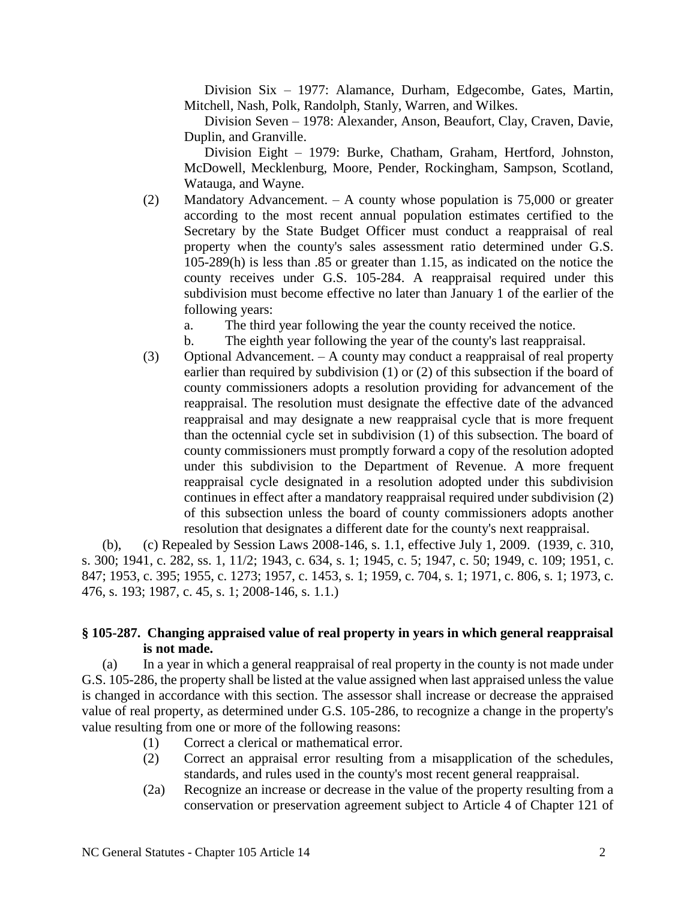Division Six – 1977: Alamance, Durham, Edgecombe, Gates, Martin, Mitchell, Nash, Polk, Randolph, Stanly, Warren, and Wilkes.

Division Seven – 1978: Alexander, Anson, Beaufort, Clay, Craven, Davie, Duplin, and Granville.

Division Eight – 1979: Burke, Chatham, Graham, Hertford, Johnston, McDowell, Mecklenburg, Moore, Pender, Rockingham, Sampson, Scotland, Watauga, and Wayne.

(2) Mandatory Advancement. – A county whose population is 75,000 or greater according to the most recent annual population estimates certified to the Secretary by the State Budget Officer must conduct a reappraisal of real property when the county's sales assessment ratio determined under G.S. 105-289(h) is less than .85 or greater than 1.15, as indicated on the notice the county receives under G.S. 105-284. A reappraisal required under this subdivision must become effective no later than January 1 of the earlier of the following years:

a. The third year following the year the county received the notice.

b. The eighth year following the year of the county's last reappraisal.

(3) Optional Advancement. – A county may conduct a reappraisal of real property earlier than required by subdivision (1) or (2) of this subsection if the board of county commissioners adopts a resolution providing for advancement of the reappraisal. The resolution must designate the effective date of the advanced reappraisal and may designate a new reappraisal cycle that is more frequent than the octennial cycle set in subdivision (1) of this subsection. The board of county commissioners must promptly forward a copy of the resolution adopted under this subdivision to the Department of Revenue. A more frequent reappraisal cycle designated in a resolution adopted under this subdivision continues in effect after a mandatory reappraisal required under subdivision (2) of this subsection unless the board of county commissioners adopts another resolution that designates a different date for the county's next reappraisal.

(b), (c) Repealed by Session Laws 2008-146, s. 1.1, effective July 1, 2009. (1939, c. 310, s. 300; 1941, c. 282, ss. 1, 11/2; 1943, c. 634, s. 1; 1945, c. 5; 1947, c. 50; 1949, c. 109; 1951, c. 847; 1953, c. 395; 1955, c. 1273; 1957, c. 1453, s. 1; 1959, c. 704, s. 1; 1971, c. 806, s. 1; 1973, c. 476, s. 193; 1987, c. 45, s. 1; 2008-146, s. 1.1.)

### § 105-287. Changing appraised value of real property in years in which general reappraisal is not made.

(a) In a year in which a general reappraisal of real property in the county is not made under G.S. 105-286, the property shall be listed at the value assigned when last appraised unless the value is changed in accordance with this section. The assessor shall increase or decrease the appraised value of real property, as determined under G.S. 105-286, to recognize a change in the property's value resulting from one or more of the following reasons:

(1) Correct a clerical or mathematical error.

(2) Correct an appraisal error resulting from a misapplication of the schedules, standards, and rules used in the county's most recent general reappraisal.

(2a) Recognize an increase or decrease in the value of the property resulting from a conservation or preservation agreement subject to Article 4 of Chapter 121 of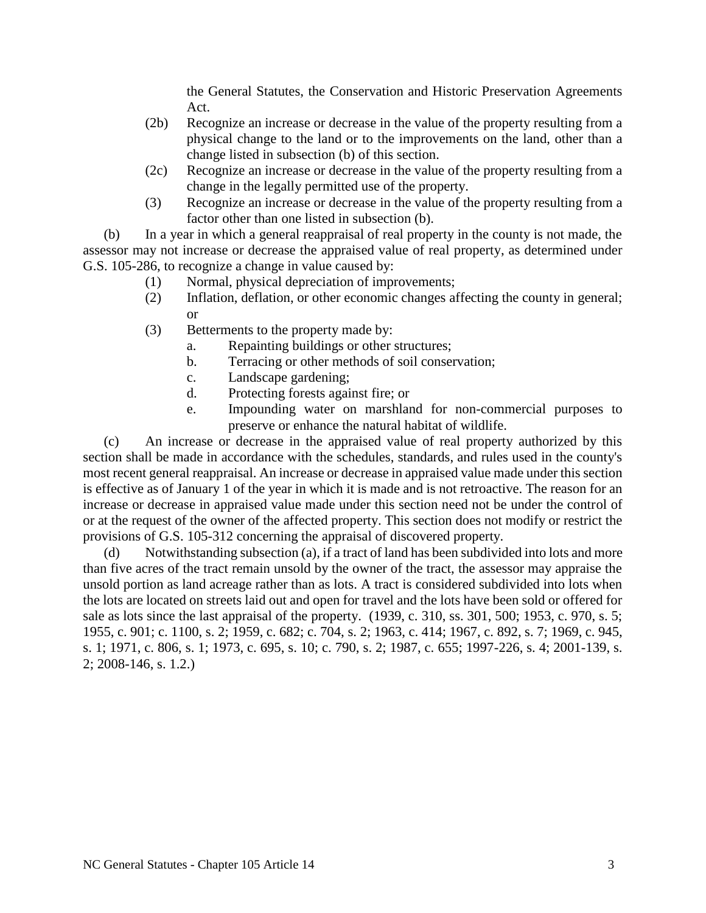the General Statutes, the Conservation and Historic Preservation Agreements Act.

(2b) Recognize an increase or decrease in the value of the property resulting from a physical change to the land or to the improvements on the land, other than a change listed in subsection (b) of this section.

(2c) Recognize an increase or decrease in the value of the property resulting from a change in the legally permitted use of the property.

(3) Recognize an increase or decrease in the value of the property resulting from a factor other than one listed in subsection (b).

(b) In a year in which a general reappraisal of real property in the county is not made, the assessor may not increase or decrease the appraised value of real property, as determined under G.S. 105-286, to recognize a change in value caused by:

(1) Normal, physical depreciation of improvements;

(2) Inflation, deflation, or other economic changes affecting the county in general; or

(3) Betterments to the property made by:

a. Repainting buildings or other structures;

b. Terracing or other methods of soil conservation;

c. Landscape gardening;

d. Protecting forests against fire; or

e. Impounding water on marshland for non-commercial purposes to preserve or enhance the natural habitat of wildlife.

(c) An increase or decrease in the appraised value of real property authorized by this section shall be made in accordance with the schedules, standards, and rules used in the county's most recent general reappraisal. An increase or decrease in appraised value made under this section is effective as of January 1 of the year in which it is made and is not retroactive. The reason for an increase or decrease in appraised value made under this section need not be under the control of or at the request of the owner of the affected property. This section does not modify or restrict the provisions of G.S. 105-312 concerning the appraisal of discovered property.

(d) Notwithstanding subsection (a), if a tract of land has been subdivided into lots and more than five acres of the tract remain unsold by the owner of the tract, the assessor may appraise the unsold portion as land acreage rather than as lots. A tract is considered subdivided into lots when the lots are located on streets laid out and open for travel and the lots have been sold or offered for sale as lots since the last appraisal of the property. (1939, c. 310, ss. 301, 500; 1953, c. 970, s. 5; 1955, c. 901; c. 1100, s. 2; 1959, c. 682; c. 704, s. 2; 1963, c. 414; 1967, c. 892, s. 7; 1969, c. 945, s. 1; 1971, c. 806, s. 1; 1973, c. 695, s. 10; c. 790, s. 2; 1987, c. 655; 1997-226, s. 4; 2001-139, s. 2; 2008-146, s. 1.2.)